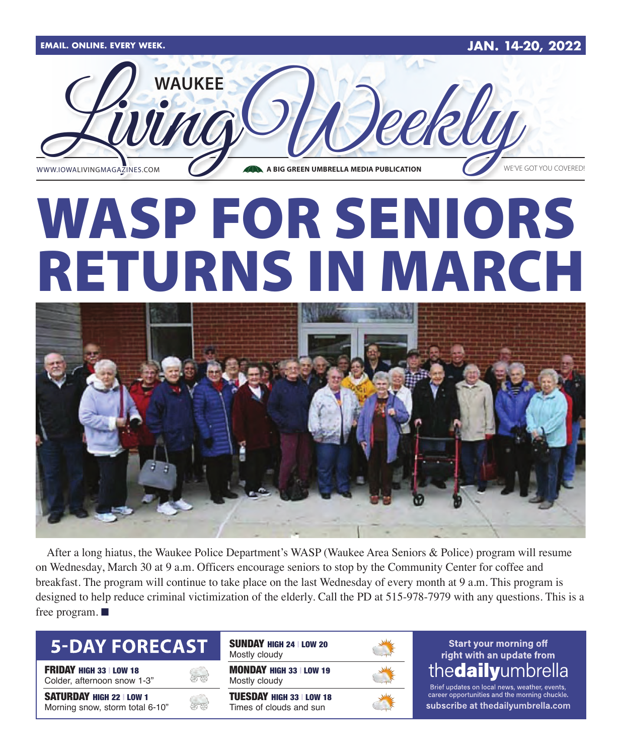EMAIL. ONLINE. EVERY WEEK. JAN. 14-20, 2022

# WAUKEE Living Weekly

WWW.IOWALIVINGMAGAZINES.COM — A BIG GREEN UMBRELLA MEDIA PUBLICATION — WE'VE GOT YOU COVERED!

# WASP FOR SENIORS RETURNS IN MARCH

After a long hiatus, the Waukee Police Department's WASP (Waukee Area Seniors & Police) program will resume on Wednesday, March 30 at 9 a.m. Officers encourage seniors to stop by the Community Center for coffee and breakfast. The program will continue to take place on the last Wednesday of every month at 9 a.m. This program is designed to help reduce criminal victimization of the elderly. Call the PD at 515-978-7979 with any questions. This is a free program. ■

## 5-DAY FORECAST

**FRIDAY** HIGH 33 | LOW 18
Colder, afternoon snow 1-3"

**SATURDAY** HIGH 22 | LOW 1
Morning snow, storm total 6-10"

**SUNDAY** HIGH 24 | LOW 20
Mostly cloudy

**MONDAY** HIGH 33 | LOW 19
Mostly cloudy

**TUESDAY** HIGH 33 | LOW 18
Times of clouds and sun

**Start your morning off right with an update from thedailyumbrella**

Brief updates on local news, weather, events, career opportunities and the morning chuckle.

**subscribe at thedailyumbrella.com**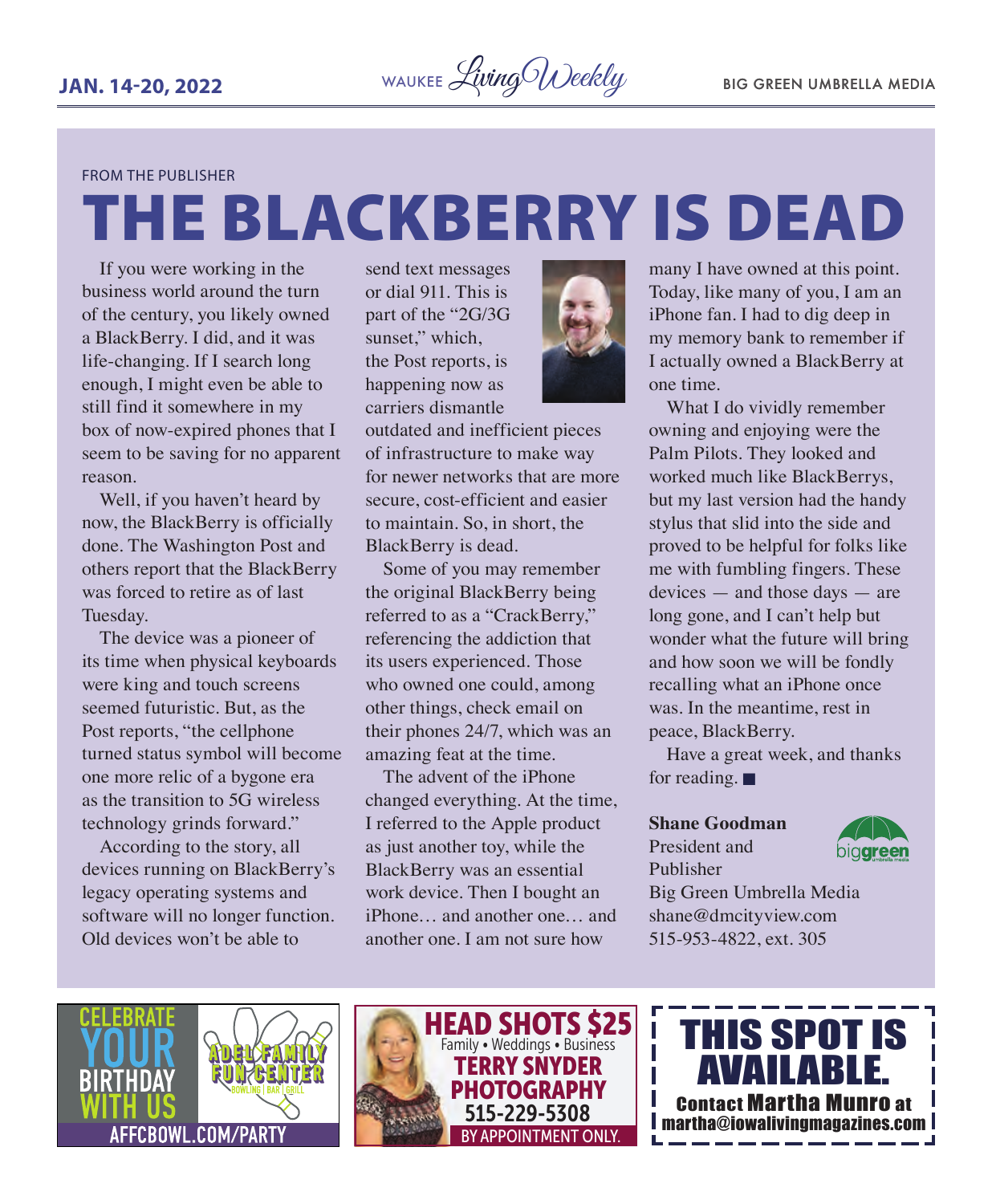FROM THE PUBLISHER

# THE BLACKBERRY IS DEAD

If you were working in the business world around the turn of the century, you likely owned a BlackBerry. I did, and it was life-changing. If I search long enough, I might even be able to still find it somewhere in my box of now-expired phones that I seem to be saving for no apparent reason.

Well, if you haven't heard by now, the BlackBerry is officially done. The Washington Post and others report that the BlackBerry was forced to retire as of last Tuesday.

The device was a pioneer of its time when physical keyboards were king and touch screens seemed futuristic. But, as the Post reports, "the cellphone turned status symbol will become one more relic of a bygone era as the transition to 5G wireless technology grinds forward."

According to the story, all devices running on BlackBerry's legacy operating systems and software will no longer function. Old devices won't be able to send text messages or dial 911. This is part of the "2G/3G sunset," which, the Post reports, is happening now as carriers dismantle outdated and inefficient pieces of infrastructure to make way for newer networks that are more secure, cost-efficient and easier to maintain. So, in short, the BlackBerry is dead.

Some of you may remember the original BlackBerry being referred to as a "CrackBerry," referencing the addiction that its users experienced. Those who owned one could, among other things, check email on their phones 24/7, which was an amazing feat at the time.

The advent of the iPhone changed everything. At the time, I referred to the Apple product as just another toy, while the BlackBerry was an essential work device. Then I bought an iPhone… and another one… and another one. I am not sure how many I have owned at this point. Today, like many of you, I am an iPhone fan. I had to dig deep in my memory bank to remember if I actually owned a BlackBerry at one time.

What I do vividly remember owning and enjoying were the Palm Pilots. They looked and worked much like BlackBerrys, but my last version had the handy stylus that slid into the side and proved to be helpful for folks like me with fumbling fingers. These devices — and those days — are long gone, and I can't help but wonder what the future will bring and how soon we will be fondly recalling what an iPhone once was. In the meantime, rest in peace, BlackBerry.

Have a great week, and thanks for reading. ■

**Shane Goodman**
President and Publisher
Big Green Umbrella Media
shane@dmcityview.com
515-953-4822, ext. 305

CELEBRATE YOUR BIRTHDAY WITH US
ADEL FAMILY FUN CENTER
BOWLING | BAR | GRILL
AFFCBOWL.COM/PARTY

HEAD SHOTS $25
Family • Weddings • Business
TERRY SNYDER PHOTOGRAPHY
515-229-5308
BY APPOINTMENT ONLY.

THIS SPOT IS AVAILABLE.
Contact Martha Munro at martha@iowalivingmagazines.com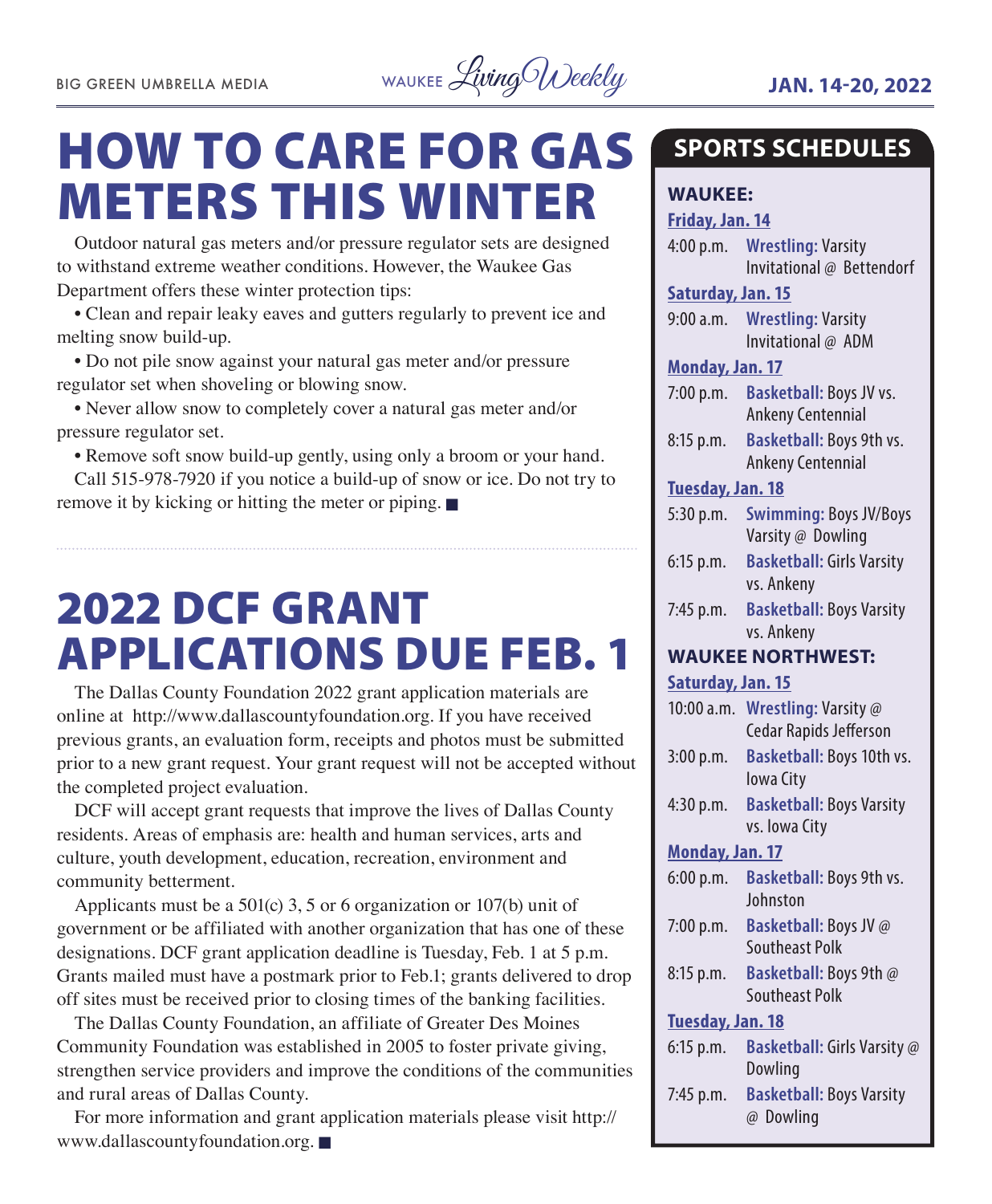# HOW TO CARE FOR GAS METERS THIS WINTER

Outdoor natural gas meters and/or pressure regulator sets are designed to withstand extreme weather conditions. However, the Waukee Gas Department offers these winter protection tips:

• Clean and repair leaky eaves and gutters regularly to prevent ice and melting snow build-up.

• Do not pile snow against your natural gas meter and/or pressure regulator set when shoveling or blowing snow.

• Never allow snow to completely cover a natural gas meter and/or pressure regulator set.

• Remove soft snow build-up gently, using only a broom or your hand.

Call 515-978-7920 if you notice a build-up of snow or ice. Do not try to remove it by kicking or hitting the meter or piping. ■

# 2022 DCF GRANT APPLICATIONS DUE FEB. 1

The Dallas County Foundation 2022 grant application materials are online at http://www.dallascountyfoundation.org. If you have received previous grants, an evaluation form, receipts and photos must be submitted prior to a new grant request. Your grant request will not be accepted without the completed project evaluation.

DCF will accept grant requests that improve the lives of Dallas County residents. Areas of emphasis are: health and human services, arts and culture, youth development, education, recreation, environment and community betterment.

Applicants must be a 501(c) 3, 5 or 6 organization or 107(b) unit of government or be affiliated with another organization that has one of these designations. DCF grant application deadline is Tuesday, Feb. 1 at 5 p.m. Grants mailed must have a postmark prior to Feb.1; grants delivered to drop off sites must be received prior to closing times of the banking facilities.

The Dallas County Foundation, an affiliate of Greater Des Moines Community Foundation was established in 2005 to foster private giving, strengthen service providers and improve the conditions of the communities and rural areas of Dallas County.

For more information and grant application materials please visit http://www.dallascountyfoundation.org. ■

## SPORTS SCHEDULES

### WAUKEE:

**Friday, Jan. 14**

4:00 p.m. **Wrestling:** Varsity Invitational @ Bettendorf

**Saturday, Jan. 15**

9:00 a.m. **Wrestling:** Varsity Invitational @ ADM

**Monday, Jan. 17**

7:00 p.m. **Basketball:** Boys JV vs. Ankeny Centennial

8:15 p.m. **Basketball:** Boys 9th vs. Ankeny Centennial

**Tuesday, Jan. 18**

5:30 p.m. **Swimming:** Boys JV/Boys Varsity @ Dowling

6:15 p.m. **Basketball:** Girls Varsity vs. Ankeny

7:45 p.m. **Basketball:** Boys Varsity vs. Ankeny

### WAUKEE NORTHWEST:

**Saturday, Jan. 15**

10:00 a.m. **Wrestling:** Varsity @ Cedar Rapids Jefferson

3:00 p.m. **Basketball:** Boys 10th vs. Iowa City

4:30 p.m. **Basketball:** Boys Varsity vs. Iowa City

**Monday, Jan. 17**

6:00 p.m. **Basketball:** Boys 9th vs. Johnston

7:00 p.m. **Basketball:** Boys JV @ Southeast Polk

8:15 p.m. **Basketball:** Boys 9th @ Southeast Polk

**Tuesday, Jan. 18**

6:15 p.m. **Basketball:** Girls Varsity @ Dowling

7:45 p.m. **Basketball:** Boys Varsity @ Dowling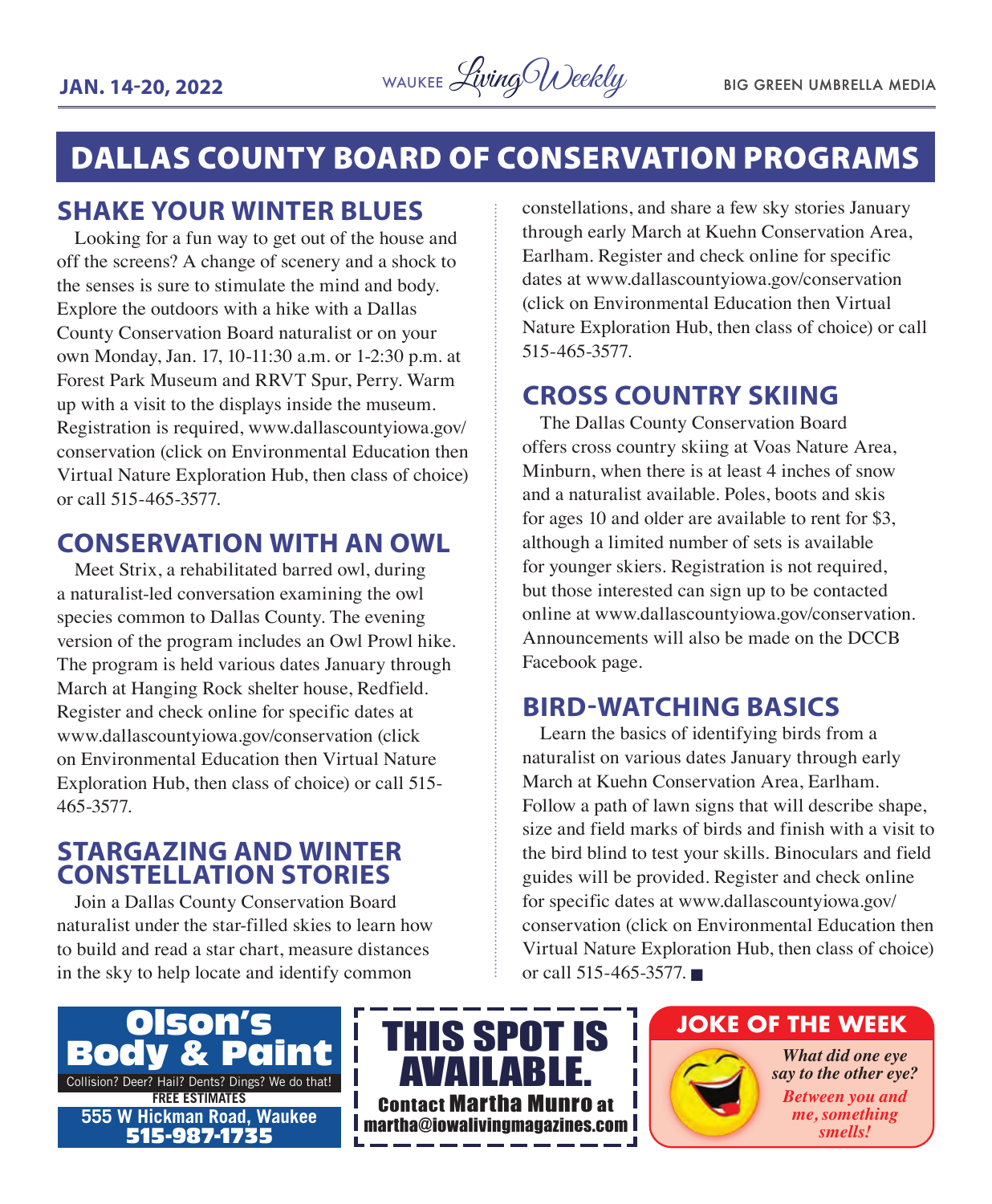# DALLAS COUNTY BOARD OF CONSERVATION PROGRAMS

## SHAKE YOUR WINTER BLUES

Looking for a fun way to get out of the house and off the screens? A change of scenery and a shock to the senses is sure to stimulate the mind and body. Explore the outdoors with a hike with a Dallas County Conservation Board naturalist or on your own Monday, Jan. 17, 10-11:30 a.m. or 1-2:30 p.m. at Forest Park Museum and RRVT Spur, Perry. Warm up with a visit to the displays inside the museum. Registration is required, www.dallascountyiowa.gov/conservation (click on Environmental Education then Virtual Nature Exploration Hub, then class of choice) or call 515-465-3577.

## CONSERVATION WITH AN OWL

Meet Strix, a rehabilitated barred owl, during a naturalist-led conversation examining the owl species common to Dallas County. The evening version of the program includes an Owl Prowl hike. The program is held various dates January through March at Hanging Rock shelter house, Redfield. Register and check online for specific dates at www.dallascountyiowa.gov/conservation (click on Environmental Education then Virtual Nature Exploration Hub, then class of choice) or call 515-465-3577.

## STARGAZING AND WINTER CONSTELLATION STORIES

Join a Dallas County Conservation Board naturalist under the star-filled skies to learn how to build and read a star chart, measure distances in the sky to help locate and identify common constellations, and share a few sky stories January through early March at Kuehn Conservation Area, Earlham. Register and check online for specific dates at www.dallascountyiowa.gov/conservation (click on Environmental Education then Virtual Nature Exploration Hub, then class of choice) or call 515-465-3577.

## CROSS COUNTRY SKIING

The Dallas County Conservation Board offers cross country skiing at Voas Nature Area, Minburn, when there is at least 4 inches of snow and a naturalist available. Poles, boots and skis for ages 10 and older are available to rent for $3, although a limited number of sets is available for younger skiers. Registration is not required, but those interested can sign up to be contacted online at www.dallascountyiowa.gov/conservation. Announcements will also be made on the DCCB Facebook page.

## BIRD-WATCHING BASICS

Learn the basics of identifying birds from a naturalist on various dates January through early March at Kuehn Conservation Area, Earlham. Follow a path of lawn signs that will describe shape, size and field marks of birds and finish with a visit to the bird blind to test your skills. Binoculars and field guides will be provided. Register and check online for specific dates at www.dallascountyiowa.gov/conservation (click on Environmental Education then Virtual Nature Exploration Hub, then class of choice) or call 515-465-3577. ■

---

**Olson's Body & Paint**
Collision? Deer? Hail? Dents? Dings? We do that!
FREE ESTIMATES
555 W Hickman Road, Waukee
515-987-1735

---

**THIS SPOT IS AVAILABLE.**
Contact Martha Munro at martha@iowalivingmagazines.com

---

**JOKE OF THE WEEK**

*What did one eye say to the other eye?*

*Between you and me, something smells!*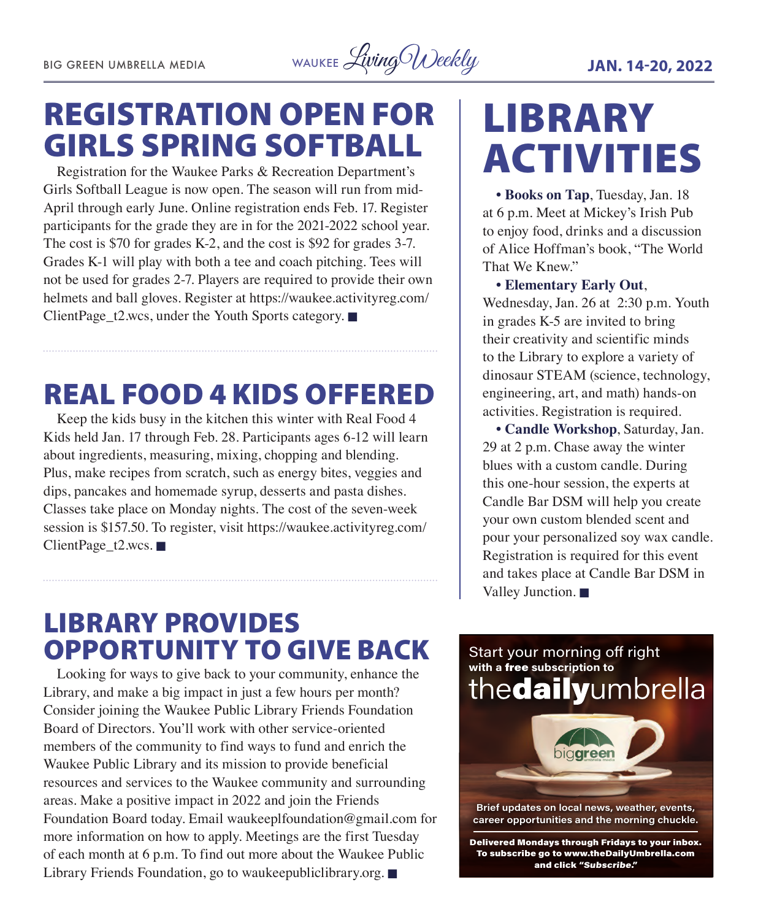# REGISTRATION OPEN FOR GIRLS SPRING SOFTBALL

Registration for the Waukee Parks & Recreation Department's Girls Softball League is now open. The season will run from mid-April through early June. Online registration ends Feb. 17. Register participants for the grade they are in for the 2021-2022 school year. The cost is $70 for grades K-2, and the cost is $92 for grades 3-7. Grades K-1 will play with both a tee and coach pitching. Tees will not be used for grades 2-7. Players are required to provide their own helmets and ball gloves. Register at https://waukee.activityreg.com/ClientPage_t2.wcs, under the Youth Sports category. ■

# REAL FOOD 4 KIDS OFFERED

Keep the kids busy in the kitchen this winter with Real Food 4 Kids held Jan. 17 through Feb. 28. Participants ages 6-12 will learn about ingredients, measuring, mixing, chopping and blending. Plus, make recipes from scratch, such as energy bites, veggies and dips, pancakes and homemade syrup, desserts and pasta dishes. Classes take place on Monday nights. The cost of the seven-week session is $157.50. To register, visit https://waukee.activityreg.com/ClientPage_t2.wcs. ■

# LIBRARY PROVIDES OPPORTUNITY TO GIVE BACK

Looking for ways to give back to your community, enhance the Library, and make a big impact in just a few hours per month? Consider joining the Waukee Public Library Friends Foundation Board of Directors. You'll work with other service-oriented members of the community to find ways to fund and enrich the Waukee Public Library and its mission to provide beneficial resources and services to the Waukee community and surrounding areas. Make a positive impact in 2022 and join the Friends Foundation Board today. Email waukeeplfoundation@gmail.com for more information on how to apply. Meetings are the first Tuesday of each month at 6 p.m. To find out more about the Waukee Public Library Friends Foundation, go to waukeepubliclibrary.org. ■

# LIBRARY ACTIVITIES

• **Books on Tap**, Tuesday, Jan. 18 at 6 p.m. Meet at Mickey's Irish Pub to enjoy food, drinks and a discussion of Alice Hoffman's book, "The World That We Knew."

• **Elementary Early Out**, Wednesday, Jan. 26 at 2:30 p.m. Youth in grades K-5 are invited to bring their creativity and scientific minds to the Library to explore a variety of dinosaur STEAM (science, technology, engineering, art, and math) hands-on activities. Registration is required.

• **Candle Workshop**, Saturday, Jan. 29 at 2 p.m. Chase away the winter blues with a custom candle. During this one-hour session, the experts at Candle Bar DSM will help you create your own custom blended scent and pour your personalized soy wax candle. Registration is required for this event and takes place at Candle Bar DSM in Valley Junction. ■

Start your morning off right **with a free subscription to** the**daily**umbrella

Brief updates on local news, weather, events, career opportunities and the morning chuckle.

**Delivered Mondays through Fridays to your inbox. To subscribe go to www.theDailyUmbrella.com and click *"Subscribe."***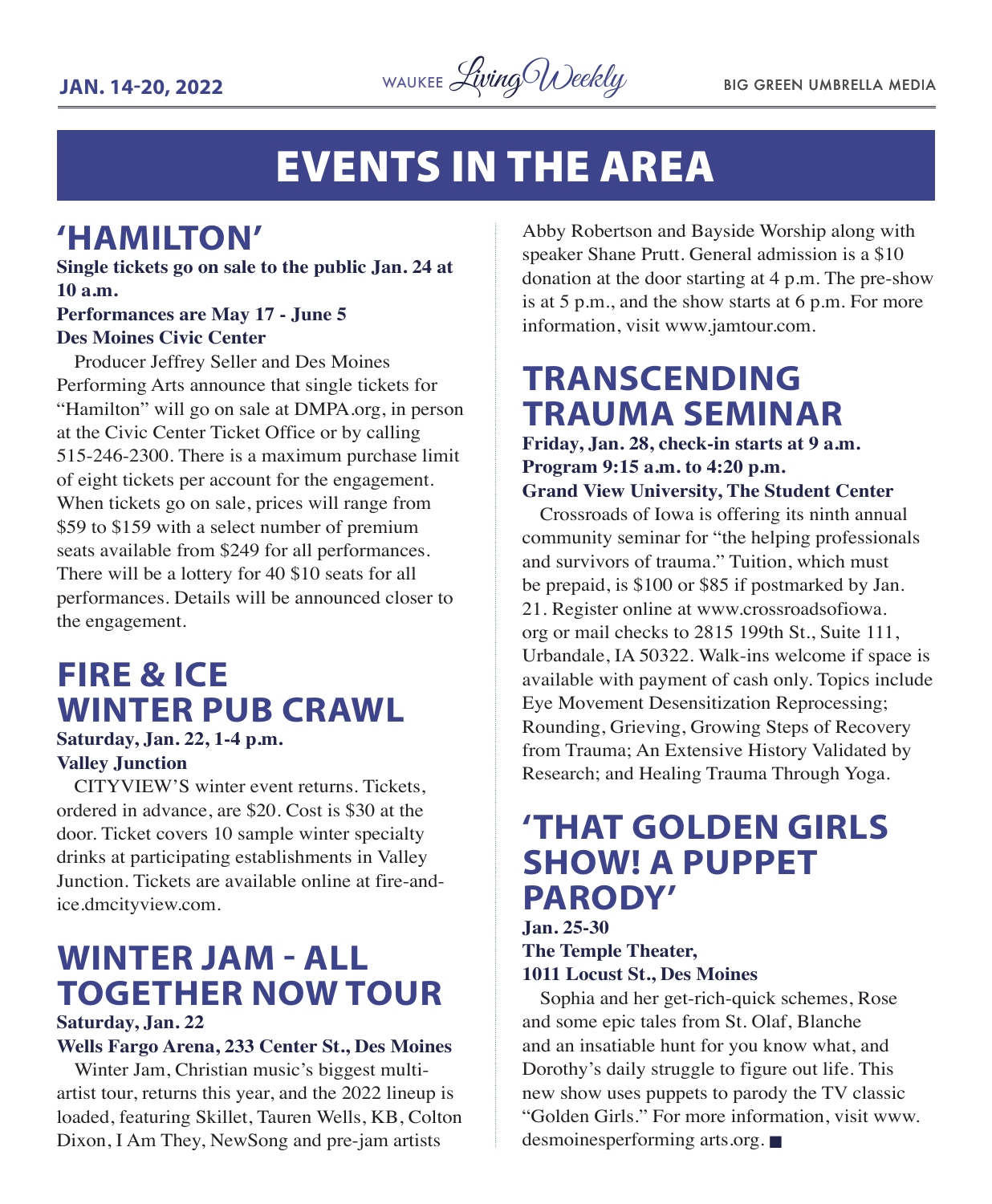# EVENTS IN THE AREA

## 'HAMILTON'

**Single tickets go on sale to the public Jan. 24 at 10 a.m.**
**Performances are May 17 - June 5**
**Des Moines Civic Center**

Producer Jeffrey Seller and Des Moines Performing Arts announce that single tickets for "Hamilton" will go on sale at DMPA.org, in person at the Civic Center Ticket Office or by calling 515-246-2300. There is a maximum purchase limit of eight tickets per account for the engagement. When tickets go on sale, prices will range from $59 to $159 with a select number of premium seats available from $249 for all performances. There will be a lottery for 40 $10 seats for all performances. Details will be announced closer to the engagement.

## FIRE & ICE WINTER PUB CRAWL

**Saturday, Jan. 22, 1-4 p.m.**
**Valley Junction**

CITYVIEW'S winter event returns. Tickets, ordered in advance, are $20. Cost is $30 at the door. Ticket covers 10 sample winter specialty drinks at participating establishments in Valley Junction. Tickets are available online at fire-and-ice.dmcityview.com.

## WINTER JAM - ALL TOGETHER NOW TOUR

**Saturday, Jan. 22**
**Wells Fargo Arena, 233 Center St., Des Moines**

Winter Jam, Christian music's biggest multi-artist tour, returns this year, and the 2022 lineup is loaded, featuring Skillet, Tauren Wells, KB, Colton Dixon, I Am They, NewSong and pre-jam artists Abby Robertson and Bayside Worship along with speaker Shane Prutt. General admission is a $10 donation at the door starting at 4 p.m. The pre-show is at 5 p.m., and the show starts at 6 p.m. For more information, visit www.jamtour.com.

## TRANSCENDING TRAUMA SEMINAR

**Friday, Jan. 28, check-in starts at 9 a.m.**
**Program 9:15 a.m. to 4:20 p.m.**
**Grand View University, The Student Center**

Crossroads of Iowa is offering its ninth annual community seminar for "the helping professionals and survivors of trauma." Tuition, which must be prepaid, is $100 or $85 if postmarked by Jan. 21. Register online at www.crossroadsofiowa.org or mail checks to 2815 199th St., Suite 111, Urbandale, IA 50322. Walk-ins welcome if space is available with payment of cash only. Topics include Eye Movement Desensitization Reprocessing; Rounding, Grieving, Growing Steps of Recovery from Trauma; An Extensive History Validated by Research; and Healing Trauma Through Yoga.

## 'THAT GOLDEN GIRLS SHOW! A PUPPET PARODY'

**Jan. 25-30**
**The Temple Theater,**
**1011 Locust St., Des Moines**

Sophia and her get-rich-quick schemes, Rose and some epic tales from St. Olaf, Blanche and an insatiable hunt for you know what, and Dorothy's daily struggle to figure out life. This new show uses puppets to parody the TV classic "Golden Girls." For more information, visit www.desmoinesperforming arts.org. ■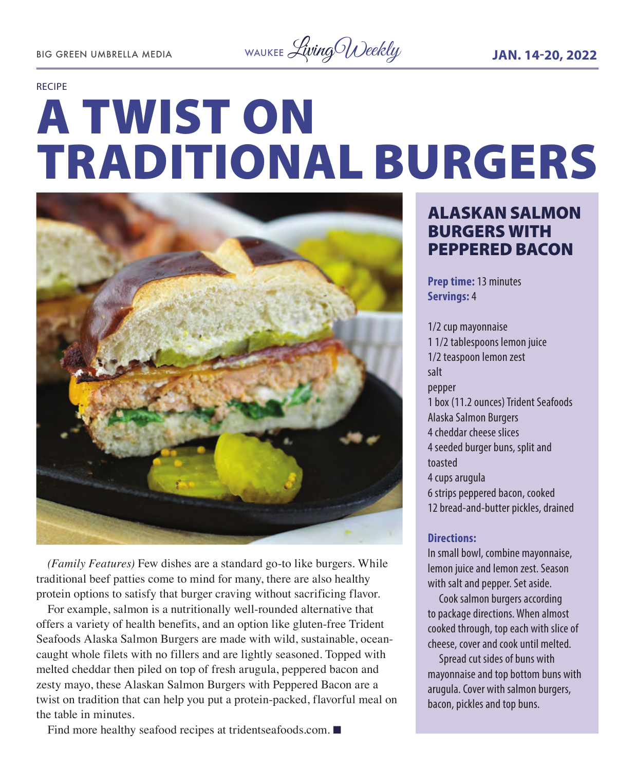RECIPE

# A TWIST ON TRADITIONAL BURGERS

*(Family Features)* Few dishes are a standard go-to like burgers. While traditional beef patties come to mind for many, there are also healthy protein options to satisfy that burger craving without sacrificing flavor.

For example, salmon is a nutritionally well-rounded alternative that offers a variety of health benefits, and an option like gluten-free Trident Seafoods Alaska Salmon Burgers are made with wild, sustainable, ocean-caught whole filets with no fillers and are lightly seasoned. Topped with melted cheddar then piled on top of fresh arugula, peppered bacon and zesty mayo, these Alaskan Salmon Burgers with Peppered Bacon are a twist on tradition that can help you put a protein-packed, flavorful meal on the table in minutes.

Find more healthy seafood recipes at tridentseafoods.com. ■

## ALASKAN SALMON BURGERS WITH PEPPERED BACON

**Prep time:** 13 minutes
**Servings:** 4

1/2 cup mayonnaise
1 1/2 tablespoons lemon juice
1/2 teaspoon lemon zest
salt
pepper
1 box (11.2 ounces) Trident Seafoods Alaska Salmon Burgers
4 cheddar cheese slices
4 seeded burger buns, split and toasted
4 cups arugula
6 strips peppered bacon, cooked
12 bread-and-butter pickles, drained

**Directions:**

In small bowl, combine mayonnaise, lemon juice and lemon zest. Season with salt and pepper. Set aside.

Cook salmon burgers according to package directions. When almost cooked through, top each with slice of cheese, cover and cook until melted.

Spread cut sides of buns with mayonnaise and top bottom buns with arugula. Cover with salmon burgers, bacon, pickles and top buns.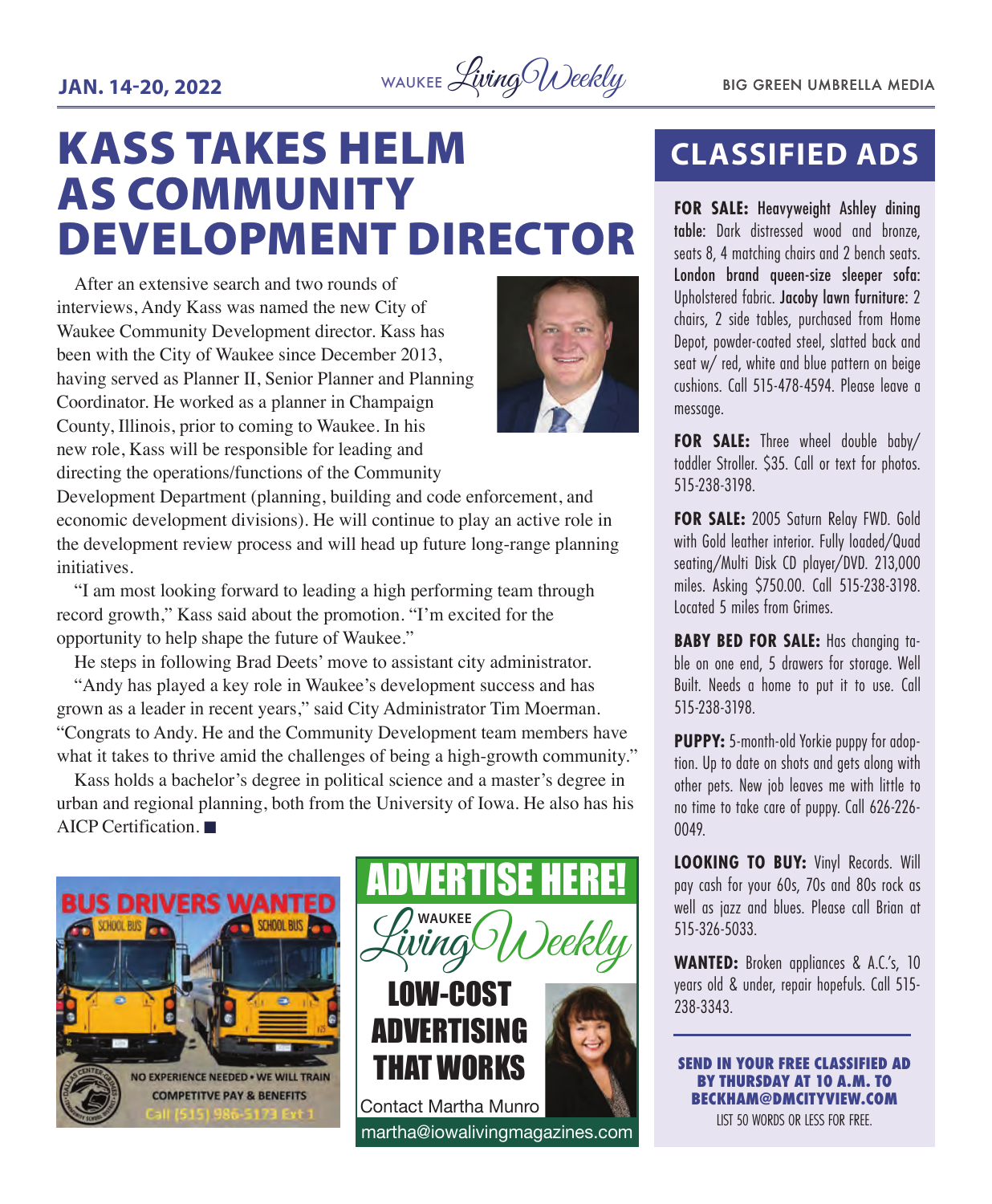# KASS TAKES HELM AS COMMUNITY DEVELOPMENT DIRECTOR

After an extensive search and two rounds of interviews, Andy Kass was named the new City of Waukee Community Development director. Kass has been with the City of Waukee since December 2013, having served as Planner II, Senior Planner and Planning Coordinator. He worked as a planner in Champaign County, Illinois, prior to coming to Waukee. In his new role, Kass will be responsible for leading and directing the operations/functions of the Community Development Department (planning, building and code enforcement, and economic development divisions). He will continue to play an active role in the development review process and will head up future long-range planning initiatives.

"I am most looking forward to leading a high performing team through record growth," Kass said about the promotion. "I'm excited for the opportunity to help shape the future of Waukee."

He steps in following Brad Deets' move to assistant city administrator.

"Andy has played a key role in Waukee's development success and has grown as a leader in recent years," said City Administrator Tim Moerman. "Congrats to Andy. He and the Community Development team members have what it takes to thrive amid the challenges of being a high-growth community."

Kass holds a bachelor's degree in political science and a master's degree in urban and regional planning, both from the University of Iowa. He also has his AICP Certification. ■

**BUS DRIVERS WANTED**

NO EXPERIENCE NEEDED • WE WILL TRAIN
COMPETITVE PAY & BENEFITS
Call (515) 986-5173 Ext 1

**ADVERTISE HERE!**

WAUKEE *Living Weekly*

**LOW-COST ADVERTISING THAT WORKS**

Contact Martha Munro
martha@iowalivingmagazines.com

## CLASSIFIED ADS

**FOR SALE:** **Heavyweight Ashley dining table:** Dark distressed wood and bronze, seats 8, 4 matching chairs and 2 bench seats. **London brand queen-size sleeper sofa:** Upholstered fabric. **Jacoby lawn furniture:** 2 chairs, 2 side tables, purchased from Home Depot, powder-coated steel, slatted back and seat w/ red, white and blue pattern on beige cushions. Call 515-478-4594. Please leave a message.

**FOR SALE:** Three wheel double baby/toddler Stroller. $35. Call or text for photos. 515-238-3198.

**FOR SALE:** 2005 Saturn Relay FWD. Gold with Gold leather interior. Fully loaded/Quad seating/Multi Disk CD player/DVD. 213,000 miles. Asking $750.00. Call 515-238-3198. Located 5 miles from Grimes.

**BABY BED FOR SALE:** Has changing table on one end, 5 drawers for storage. Well Built. Needs a home to put it to use. Call 515-238-3198.

**PUPPY:** 5-month-old Yorkie puppy for adoption. Up to date on shots and gets along with other pets. New job leaves me with little to no time to take care of puppy. Call 626-226-0049.

**LOOKING TO BUY:** Vinyl Records. Will pay cash for your 60s, 70s and 80s rock as well as jazz and blues. Please call Brian at 515-326-5033.

**WANTED:** Broken appliances & A.C.'s, 10 years old & under, repair hopefuls. Call 515-238-3343.

**SEND IN YOUR FREE CLASSIFIED AD BY THURSDAY AT 10 A.M. TO BECKHAM@DMCITYVIEW.COM**
LIST 50 WORDS OR LESS FOR FREE.